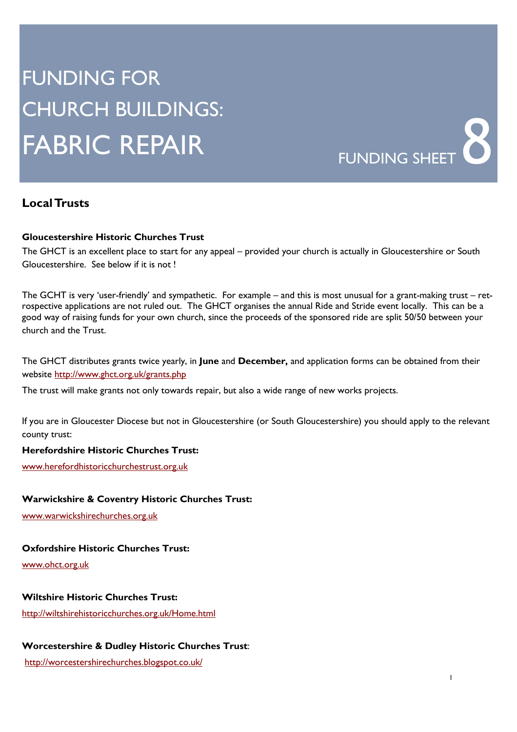# FUNDING FOR CHURCH BUILDINGS: FABRIC REPAIR

FUNDING SHEET 8

## Local Trusts

**Gloucestershire Historic Churches Trust**

The GHCT is an excellent place to start for any appeal – provided your church is actually in Gloucestershire or South Gloucestershire. See below if it is not !

The GCHT is very 'user-friendly' and sympathetic. For example – and this is most unusual for a grant-making trust – retrospective applications are not ruled out. The GHCT organises the annual Ride and Stride event locally. This can be a good way of raising funds for your own church, since the proceeds of the sponsored ride are split 50/50 between your church and the Trust.

The GHCT distributes grants twice yearly, in **June** and **December,** and application forms can be obtained from their website http://www.ghct.org.uk/grants.php

The trust will make grants not only towards repair, but also a wide range of new works projects.

If you are in Gloucester Diocese but not in Gloucestershire (or South Gloucestershire) you should apply to the relevant county trust:

**Herefordshire Historic Churches Trust:**

www.herefordhistoricchurchestrust.org.uk

**Warwickshire & Coventry Historic Churches Trust:**

www.warwickshirechurches.org.uk

**Oxfordshire Historic Churches Trust:**

www.ohct.org.uk

**Wiltshire Historic Churches Trust:**

http://wiltshirehistoricchurches.org.uk/Home.html

**Worcestershire & Dudley Historic Churches Trust**:

http://worcestershirechurches.blogspot.co.uk/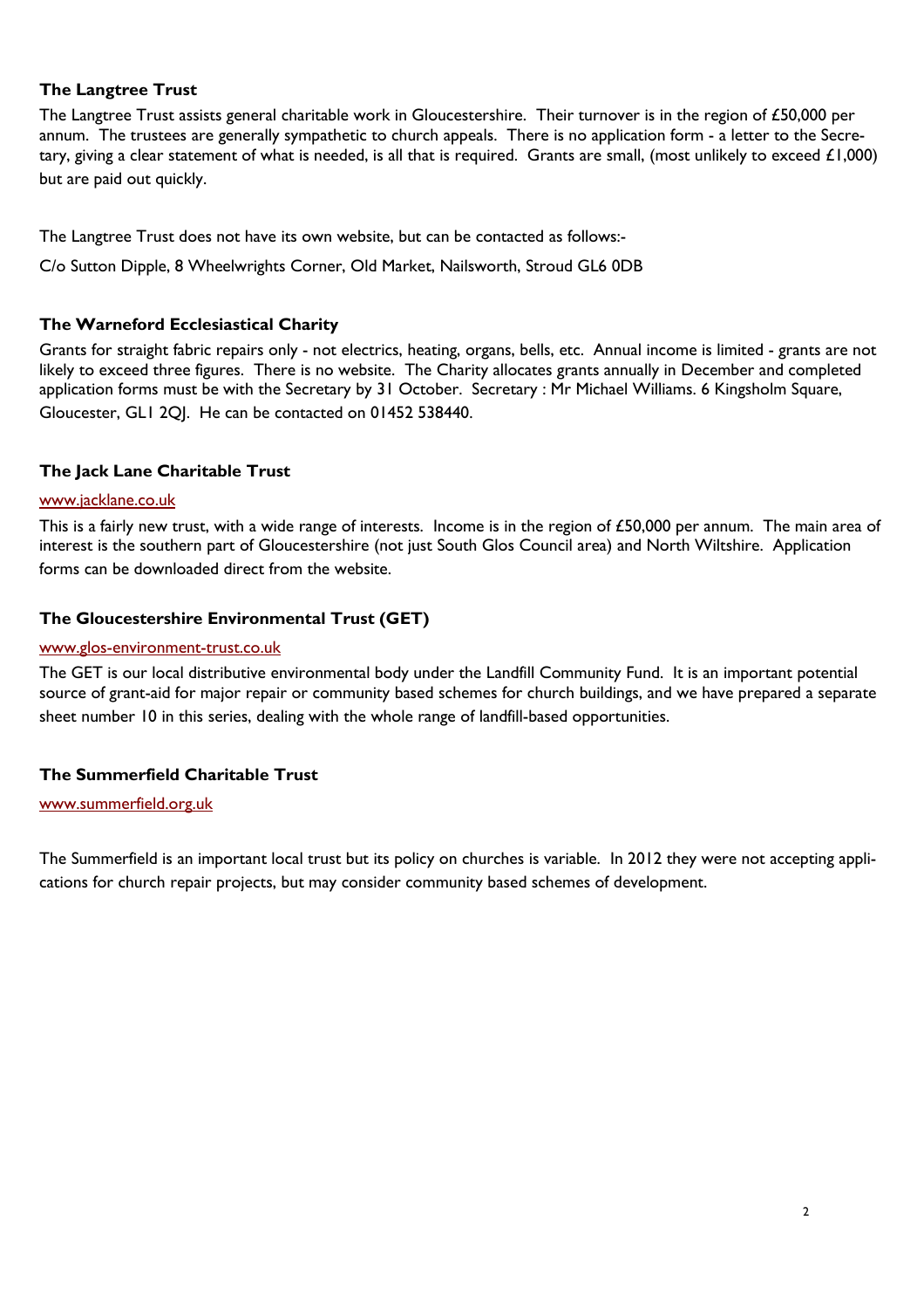### The Langtree Trust

The Langtree Trust assists general charitable work in Gloucestershire. Their turnover is in the region of £50,000 per annum. The trustees are generally sympathetic to church appeals. There is no application form - a letter to the Secretary, giving a clear statement of what is needed, is all that is required. Grants are small, (most unlikely to exceed £1,000) but are paid out quickly.

The Langtree Trust does not have its own website, but can be contacted as follows:-

C/o Sutton Dipple, 8 Wheelwrights Corner, Old Market, Nailsworth, Stroud GL6 0DB

### The Warneford Ecclesiastical Charity

Grants for straight fabric repairs only - not electrics, heating, organs, bells, etc. Annual income is limited - grants are not likely to exceed three figures. There is no website. The Charity allocates grants annually in December and completed application forms must be with the Secretary by 31 October. Secretary : Mr Michael Williams. 6 Kingsholm Square, Gloucester, GL1 2QJ. He can be contacted on 01452 538440.

### The Jack Lane Charitable Trust

[www.jacklane.co.uk](http://www.jacklane.co.uk)

This is a fairly new trust, with a wide range of interests. Income is in the region of £50,000 per annum. The main area of interest is the southern part of Gloucestershire (not just South Glos Council area) and North Wiltshire. Application forms can be downloaded direct from the website.

### The Gloucestershire Environmental Trust (GET)

[www.glos-environment-trust.co.uk](http://www.glos-environment-trust.co.uk)

The GET is our local distributive environmental body under the Landfill Community Fund. It is an important potential source of grant-aid for major repair or community based schemes for church buildings, and we have prepared a separate sheet number 10 in this series, dealing with the whole range of landfill-based opportunities.

### The Summerfield Charitable Trust

[www.summerfield.org.uk](http://www.summerfield.org.uk)

The Summerfield is an important local trust but its policy on churches is variable. In 2012 they were not accepting applications for church repair projects, but may consider community based schemes of development.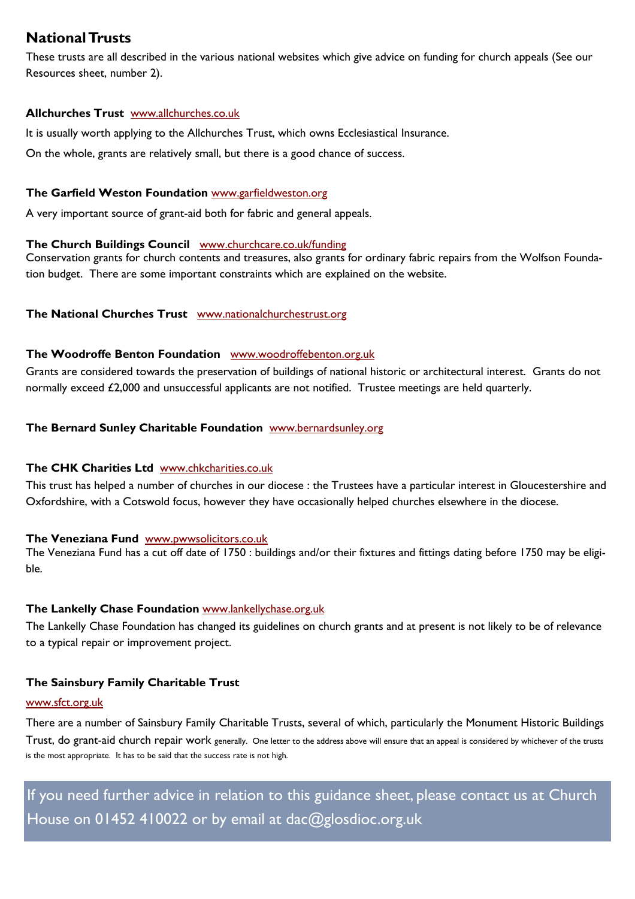## National Trusts

These trusts are all described in the various national websites which give advice on funding for church appeals (See our Resources sheet, number 2).

**Allchurches Trust** www.allchurches.co.uk

It is usually worth applying to the Allchurches Trust, which owns Ecclesiastical Insurance.

On the whole, grants are relatively small, but there is a good chance of success.

**The Garfield Weston Foundation** www.garfieldweston.org

A very important source of grant-aid both for fabric and general appeals.

**The Church Buildings Council** www.churchcare.co.uk/funding

Conservation grants for church contents and treasures, also grants for ordinary fabric repairs from the Wolfson Foundation budget. There are some important constraints which are explained on the website.

**The National Churches Trust** www.nationalchurchestrust.org

**The Woodroffe Benton Foundation** www.woodroffebenton.org.uk

Grants are considered towards the preservation of buildings of national historic or architectural interest. Grants do not normally exceed £2,000 and unsuccessful applicants are not notified. Trustee meetings are held quarterly.

**The Bernard Sunley Charitable Foundation** www.bernardsunley.org

**The CHK Charities Ltd** www.chkcharities.co.uk

This trust has helped a number of churches in our diocese : the Trustees have a particular interest in Gloucestershire and Oxfordshire, with a Cotswold focus, however they have occasionally helped churches elsewhere in the diocese.

**The Veneziana Fund** www.pwwsolicitors.co.uk

The Veneziana Fund has a cut off date of 1750 : buildings and/or their fixtures and fittings dating before 1750 may be eligible.

**The Lankelly Chase Foundation** www.lankellychase.org.uk

The Lankelly Chase Foundation has changed its guidelines on church grants and at present is not likely to be of relevance to a typical repair or improvement project.

**The Sainsbury Family Charitable Trust**

www.sfct.org.uk

There are a number of Sainsbury Family Charitable Trusts, several of which, particularly the Monument Historic Buildings Trust, do grant-aid church repair work generally. One letter to the address above will ensure that an appeal is considered by whichever of the trusts is the most appropriate. It has to be said that the success rate is not high.

If you need further advice in relation to this guidance sheet, please contact us at Church House on 01452 410022 or by email at dac@glosdioc.org.uk